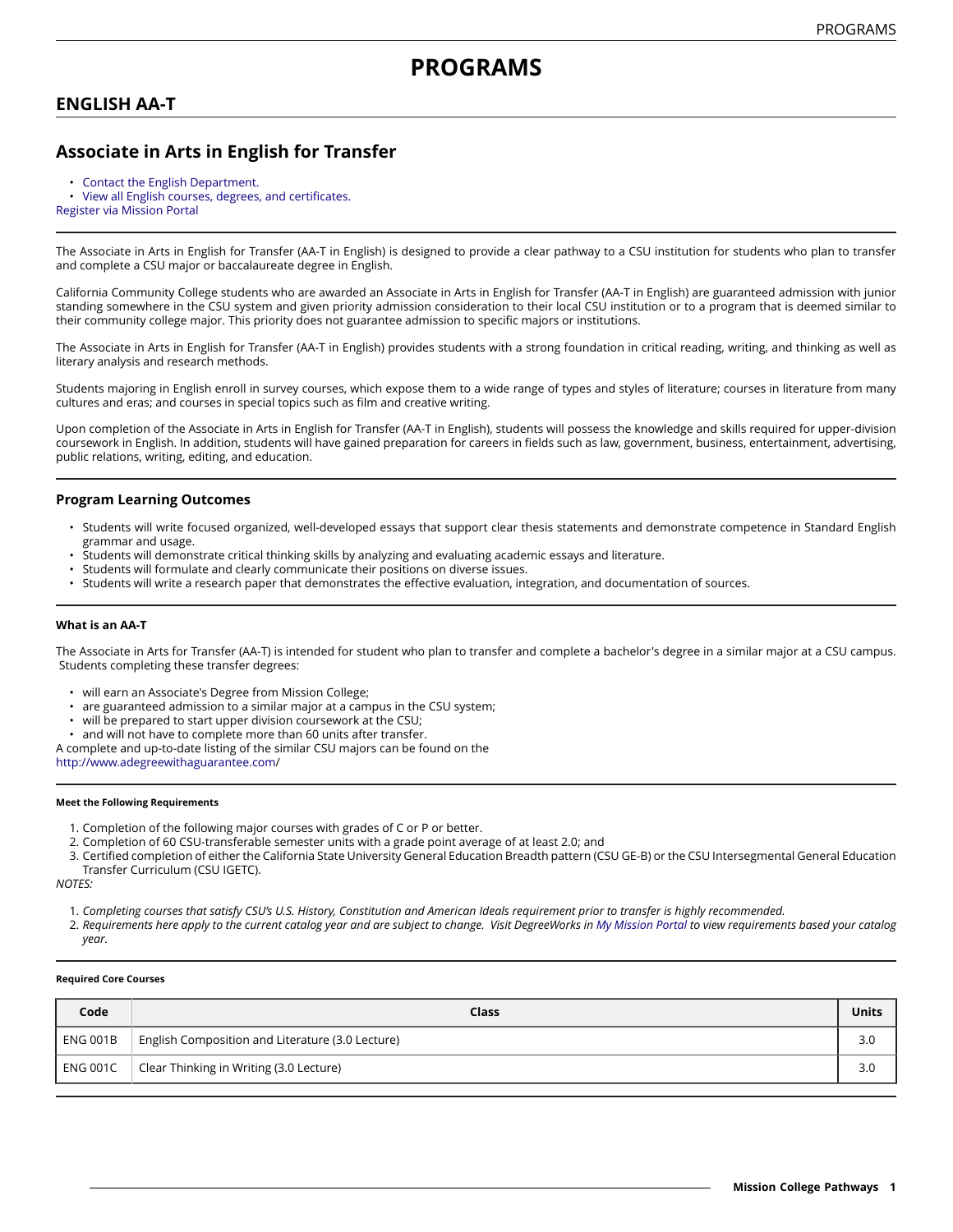# PROGRAMS

## ENGLISH AA-T

## Associate in Arts in English for Transfer

- Contact the English Department.
- View all English courses, degrees, and certificates.

Register via Mission Portal

The Associate in Arts in English for Transfer (AA-T in English) is designed to provide a clear pathway to a CSU institution for students who plan to transfer and complete a CSU major or baccalaureate degree in English.

California Community College students who are awarded an Associate in Arts in English for Transfer (AA-T in English) are guaranteed admission with junior standing somewhere in the CSU system and given priority admission consideration to their local CSU institution or to a program that is deemed similar to their community college major. This priority does not guarantee admission to specific majors or institutions.

The Associate in Arts in English for Transfer (AA-T in English) provides students with a strong foundation in critical reading, writing, and thinking as well as literary analysis and research methods.

Students majoring in English enroll in survey courses, which expose them to a wide range of types and styles of literature; courses in literature from many cultures and eras; and courses in special topics such as film and creative writing.

Upon completion of the Associate in Arts in English for Transfer (AA-T in English), students will possess the knowledge and skills required for upper-division coursework in English. In addition, students will have gained preparation for careers in fields such as law, government, business, entertainment, advertising, public relations, writing, editing, and education.

### Program Learning Outcomes

- Students will write focused organized, well-developed essays that support clear thesis statements and demonstrate competence in Standard English grammar and usage.
- Students will demonstrate critical thinking skills by analyzing and evaluating academic essays and literature.
- Students will formulate and clearly communicate their positions on diverse issues.
- Students will write a research paper that demonstrates the effective evaluation, integration, and documentation of sources.

#### What is an AA-T

The Associate in Arts for Transfer (AA-T) is intended for student who plan to transfer and complete a bachelor's degree in a similar major at a CSU campus. Students completing these transfer degrees:

- will earn an Associate's Degree from Mission College;
- are guaranteed admission to a similar major at a campus in the CSU system;
- will be prepared to start upper division coursework at the CSU;
- and will not have to complete more than 60 units after transfer.

A complete and up-to-date listing of the similar CSU majors can be found on the http://www.adegreewithaguarantee.com/

##### Meet the Following Requirements

1. Completion of the following major courses with grades of C or P or better.
2. Completion of 60 CSU-transferable semester units with a grade point average of at least 2.0; and
3. Certified completion of either the California State University General Education Breadth pattern (CSU GE-B) or the CSU Intersegmental General Education Transfer Curriculum (CSU IGETC).

*NOTES:*

1. *Completing courses that satisfy CSU's U.S. History, Constitution and American Ideals requirement prior to transfer is highly recommended.*
2. *Requirements here apply to the current catalog year and are subject to change. Visit DegreeWorks in My Mission Portal to view requirements based your catalog year.*

##### Required Core Courses

| Code | Class | Units |
| --- | --- | --- |
| ENG 001B | English Composition and Literature (3.0 Lecture) | 3.0 |
| ENG 001C | Clear Thinking in Writing (3.0 Lecture) | 3.0 |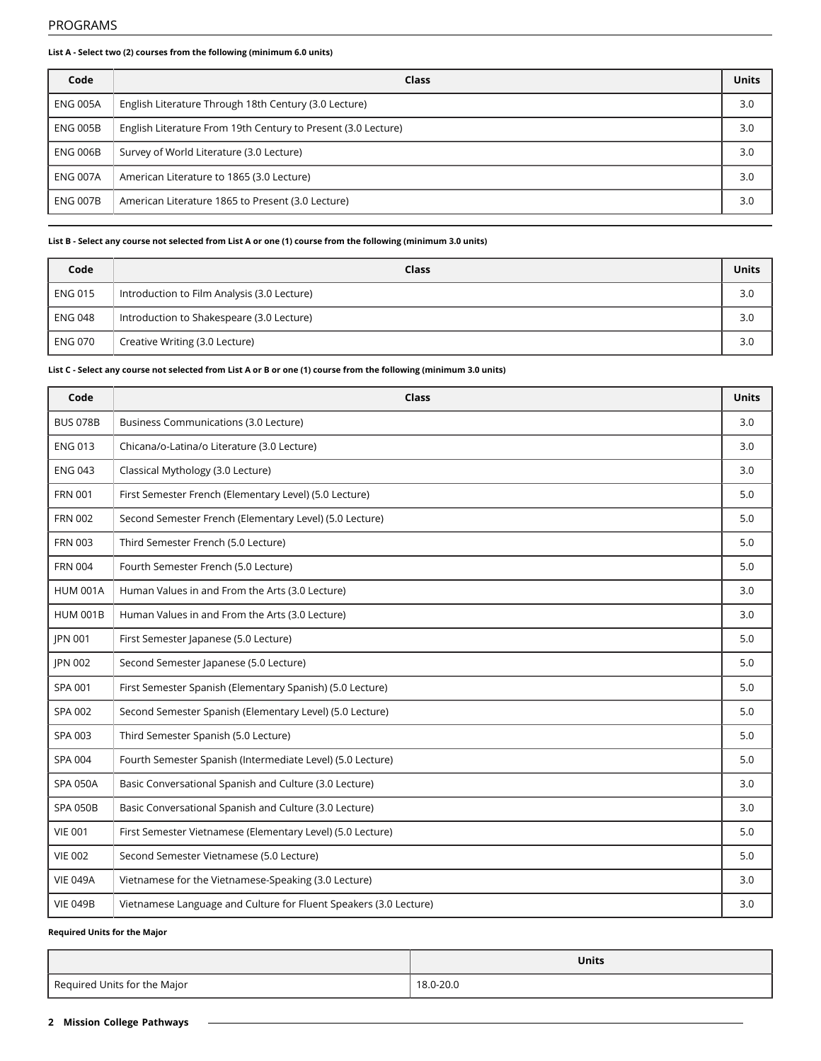**List A - Select two (2) courses from the following (minimum 6.0 units)**

| Code | Class | Units |
|---|---|---|
| ENG 005A | English Literature Through 18th Century (3.0 Lecture) | 3.0 |
| ENG 005B | English Literature From 19th Century to Present (3.0 Lecture) | 3.0 |
| ENG 006B | Survey of World Literature (3.0 Lecture) | 3.0 |
| ENG 007A | American Literature to 1865 (3.0 Lecture) | 3.0 |
| ENG 007B | American Literature 1865 to Present (3.0 Lecture) | 3.0 |

**List B - Select any course not selected from List A or one (1) course from the following (minimum 3.0 units)**

| Code | Class | Units |
|---|---|---|
| ENG 015 | Introduction to Film Analysis (3.0 Lecture) | 3.0 |
| ENG 048 | Introduction to Shakespeare (3.0 Lecture) | 3.0 |
| ENG 070 | Creative Writing (3.0 Lecture) | 3.0 |

**List C - Select any course not selected from List A or B or one (1) course from the following (minimum 3.0 units)**

| Code | Class | Units |
|---|---|---|
| BUS 078B | Business Communications (3.0 Lecture) | 3.0 |
| ENG 013 | Chicana/o-Latina/o Literature (3.0 Lecture) | 3.0 |
| ENG 043 | Classical Mythology (3.0 Lecture) | 3.0 |
| FRN 001 | First Semester French (Elementary Level) (5.0 Lecture) | 5.0 |
| FRN 002 | Second Semester French (Elementary Level) (5.0 Lecture) | 5.0 |
| FRN 003 | Third Semester French (5.0 Lecture) | 5.0 |
| FRN 004 | Fourth Semester French (5.0 Lecture) | 5.0 |
| HUM 001A | Human Values in and From the Arts (3.0 Lecture) | 3.0 |
| HUM 001B | Human Values in and From the Arts (3.0 Lecture) | 3.0 |
| JPN 001 | First Semester Japanese (5.0 Lecture) | 5.0 |
| JPN 002 | Second Semester Japanese (5.0 Lecture) | 5.0 |
| SPA 001 | First Semester Spanish (Elementary Spanish) (5.0 Lecture) | 5.0 |
| SPA 002 | Second Semester Spanish (Elementary Level) (5.0 Lecture) | 5.0 |
| SPA 003 | Third Semester Spanish (5.0 Lecture) | 5.0 |
| SPA 004 | Fourth Semester Spanish (Intermediate Level) (5.0 Lecture) | 5.0 |
| SPA 050A | Basic Conversational Spanish and Culture (3.0 Lecture) | 3.0 |
| SPA 050B | Basic Conversational Spanish and Culture (3.0 Lecture) | 3.0 |
| VIE 001 | First Semester Vietnamese (Elementary Level) (5.0 Lecture) | 5.0 |
| VIE 002 | Second Semester Vietnamese (5.0 Lecture) | 5.0 |
| VIE 049A | Vietnamese for the Vietnamese-Speaking (3.0 Lecture) | 3.0 |
| VIE 049B | Vietnamese Language and Culture for Fluent Speakers (3.0 Lecture) | 3.0 |

**Required Units for the Major**

| | Units |
|---|---|
| Required Units for the Major | 18.0-20.0 |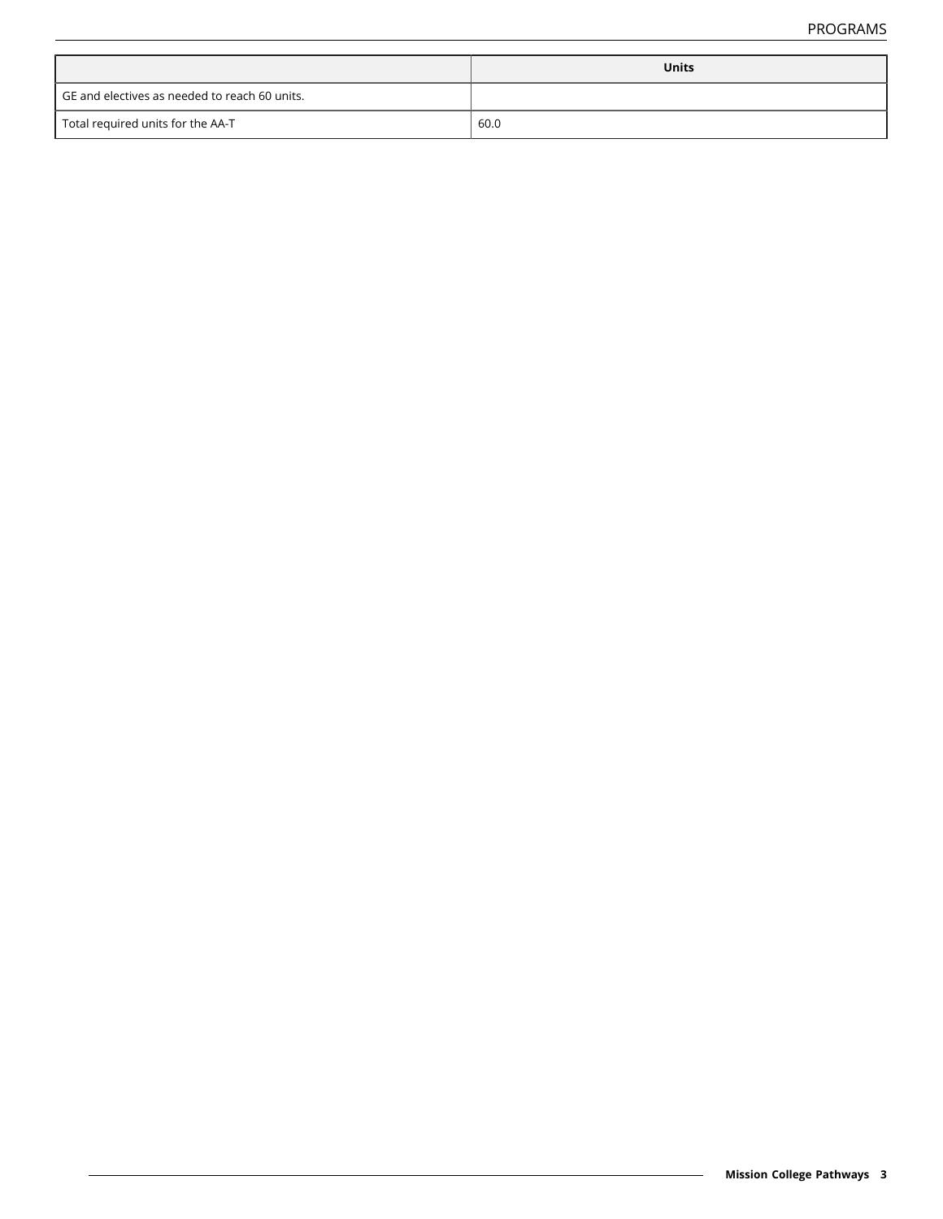| | Units |
|---|---|
| GE and electives as needed to reach 60 units. | |
| Total required units for the AA-T | 60.0 |